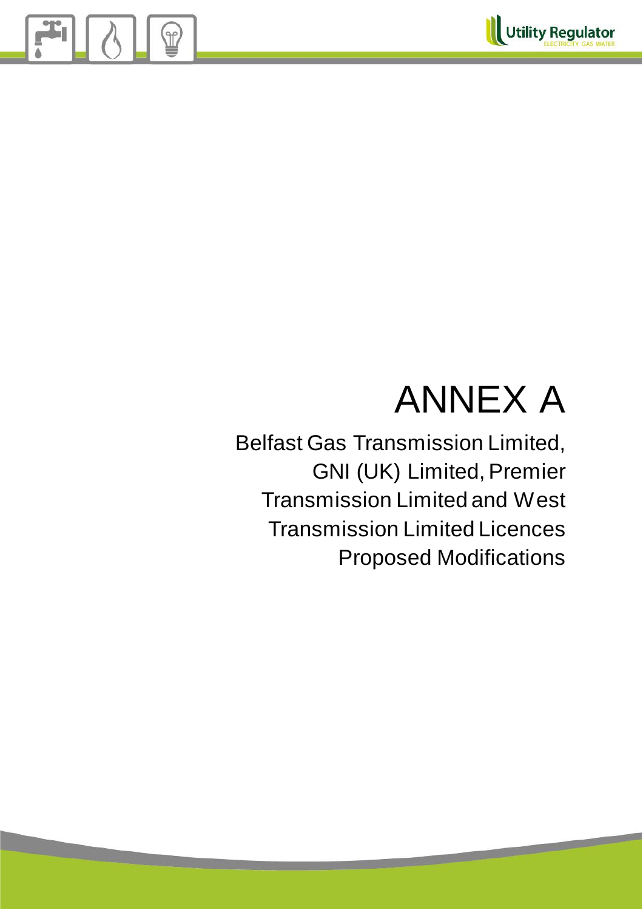# ANNEX A

Belfast Gas Transmission Limited, GNI (UK) Limited, Premier Transmission Limited and West Transmission Limited Licences Proposed Modifications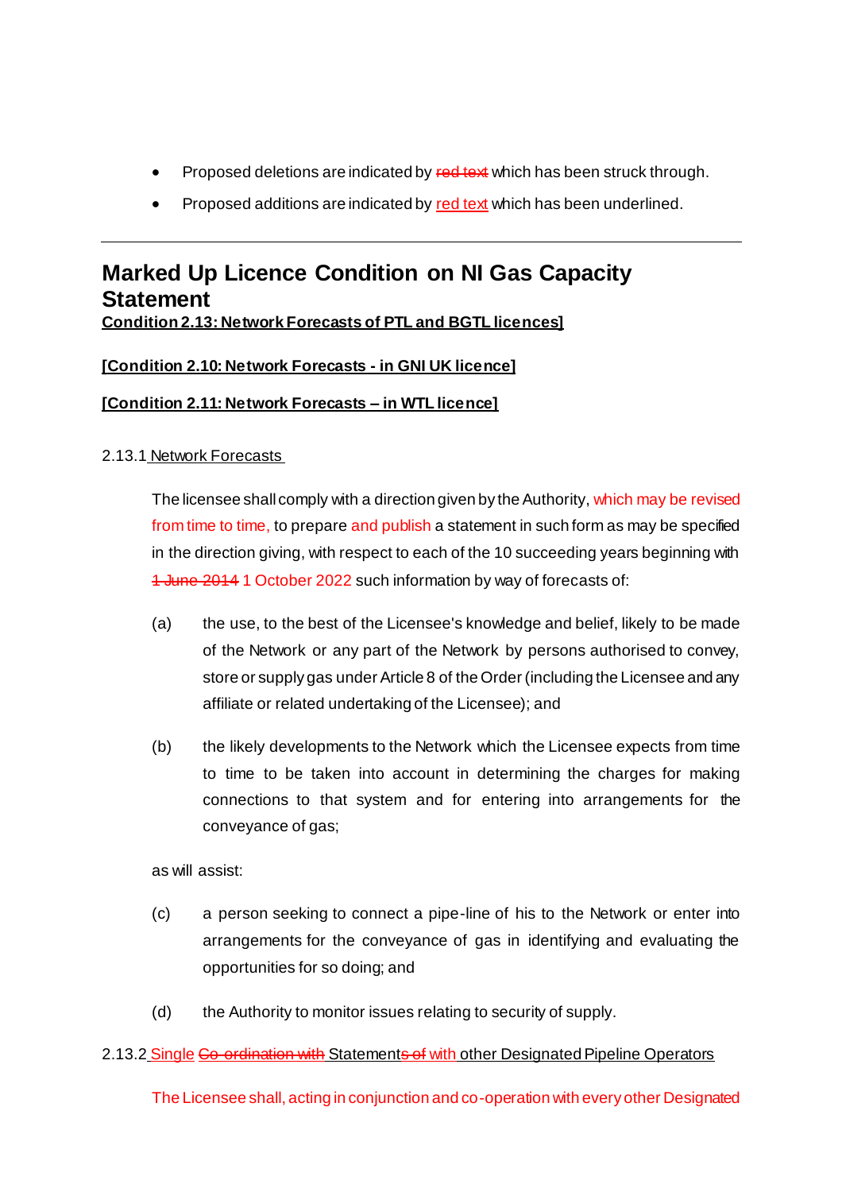- Proposed deletions are indicated by ~~red text~~ which has been struck through.
- Proposed additions are indicated by <u>red text</u> which has been underlined.

---

# Marked Up Licence Condition on NI Gas Capacity Statement

**<u>Condition 2.13: Network Forecasts of PTL and BGTL licences]</u>**

**<u>[Condition 2.10: Network Forecasts - in GNI UK licence]</u>**

**<u>[Condition 2.11: Network Forecasts – in WTL licence]</u>**

2.13.1 <u>Network Forecasts</u>

The licensee shall comply with a direction given by the Authority, which may be revised from time to time, to prepare and publish a statement in such form as may be specified in the direction giving, with respect to each of the 10 succeeding years beginning with ~~1 June 2014~~ 1 October 2022 such information by way of forecasts of:

(a) the use, to the best of the Licensee's knowledge and belief, likely to be made of the Network or any part of the Network by persons authorised to convey, store or supply gas under Article 8 of the Order (including the Licensee and any affiliate or related undertaking of the Licensee); and

(b) the likely developments to the Network which the Licensee expects from time to time to be taken into account in determining the charges for making connections to that system and for entering into arrangements for the conveyance of gas;

as will assist:

(c) a person seeking to connect a pipe-line of his to the Network or enter into arrangements for the conveyance of gas in identifying and evaluating the opportunities for so doing; and

(d) the Authority to monitor issues relating to security of supply.

2.13.2 <u>Single ~~Co-ordination with~~ Statement~~s of~~ with other Designated Pipeline Operators</u>

The Licensee shall, acting in conjunction and co-operation with every other Designated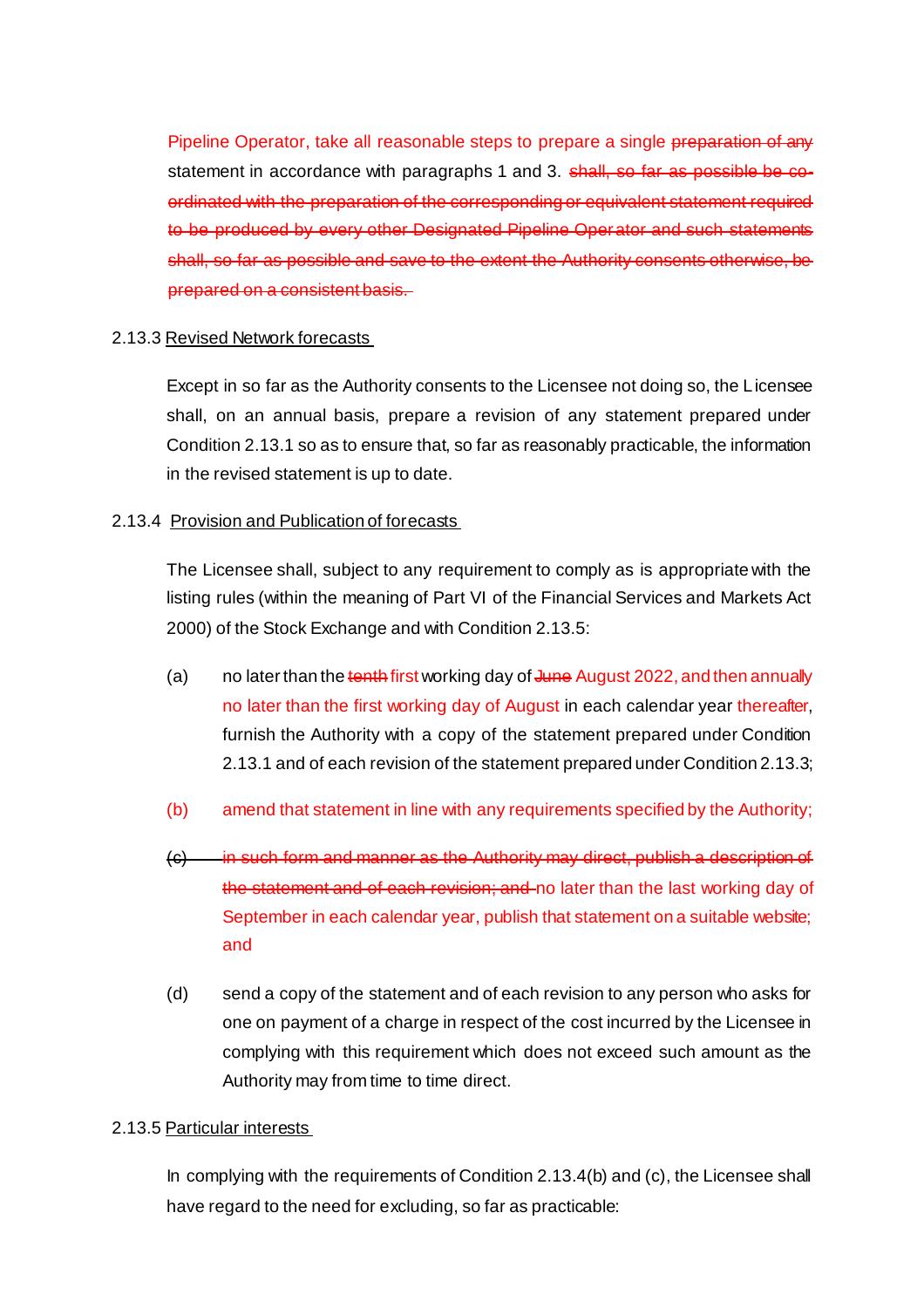Pipeline Operator, take all reasonable steps to prepare a single ~~preparation of any~~ statement in accordance with paragraphs 1 and 3. ~~shall, so far as possible be co-ordinated with the preparation of the corresponding or equivalent statement required to be produced by every other Designated Pipeline Operator and such statements shall, so far as possible and save to the extent the Authority consents otherwise, be prepared on a consistent basis.~~

2.13.3 Revised Network forecasts

Except in so far as the Authority consents to the Licensee not doing so, the Licensee shall, on an annual basis, prepare a revision of any statement prepared under Condition 2.13.1 so as to ensure that, so far as reasonably practicable, the information in the revised statement is up to date.

2.13.4 Provision and Publication of forecasts

The Licensee shall, subject to any requirement to comply as is appropriate with the listing rules (within the meaning of Part VI of the Financial Services and Markets Act 2000) of the Stock Exchange and with Condition 2.13.5:

(a) no later than the ~~tenth~~ first working day of ~~June~~ August 2022, and then annually no later than the first working day of August in each calendar year thereafter, furnish the Authority with a copy of the statement prepared under Condition 2.13.1 and of each revision of the statement prepared under Condition 2.13.3;

(b) amend that statement in line with any requirements specified by the Authority;

~~(c)~~ ~~in such form and manner as the Authority may direct, publish a description of the statement and of each revision; and~~ no later than the last working day of September in each calendar year, publish that statement on a suitable website; and

(d) send a copy of the statement and of each revision to any person who asks for one on payment of a charge in respect of the cost incurred by the Licensee in complying with this requirement which does not exceed such amount as the Authority may from time to time direct.

2.13.5 Particular interests

In complying with the requirements of Condition 2.13.4(b) and (c), the Licensee shall have regard to the need for excluding, so far as practicable: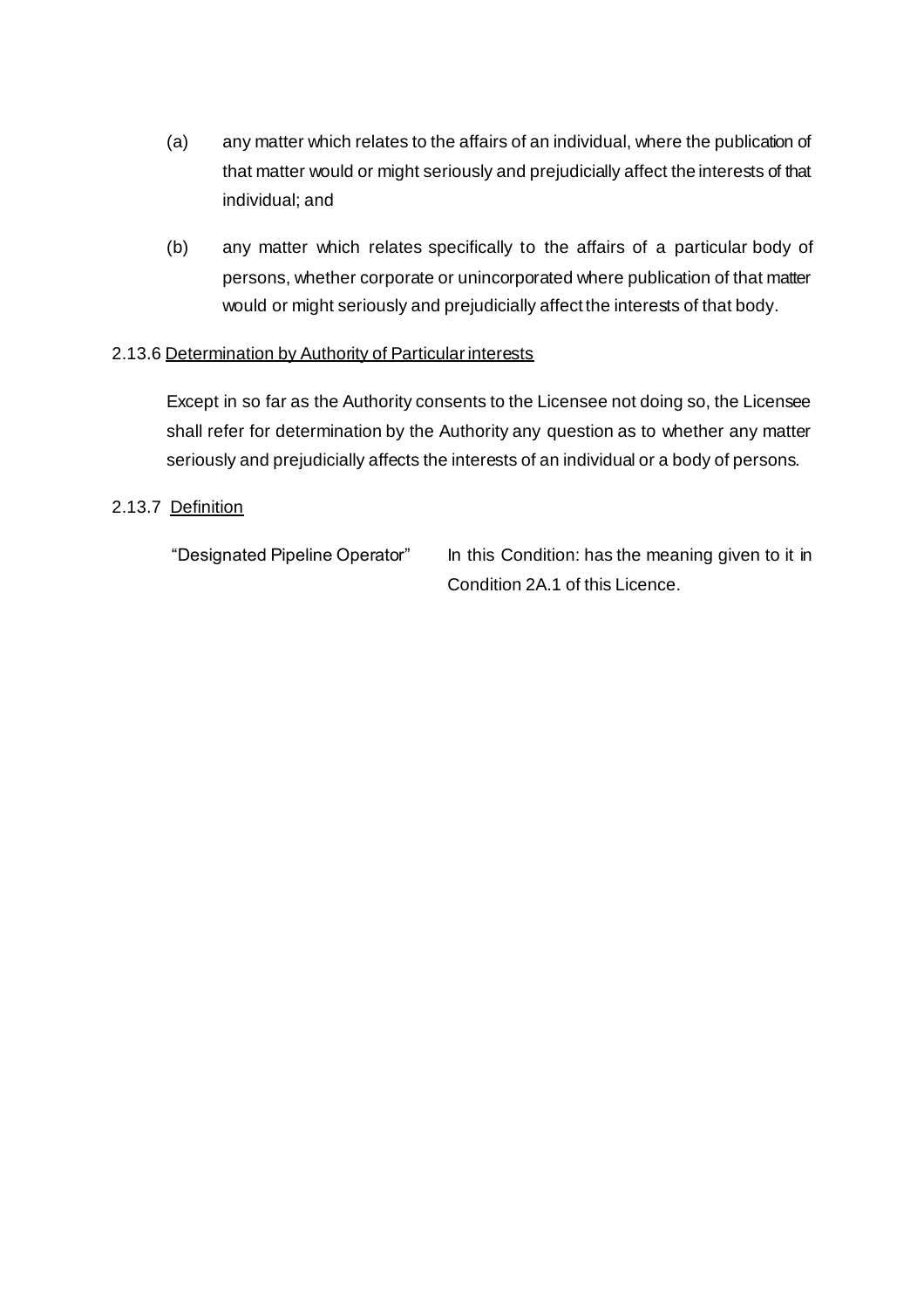(a) any matter which relates to the affairs of an individual, where the publication of that matter would or might seriously and prejudicially affect the interests of that individual; and

(b) any matter which relates specifically to the affairs of a particular body of persons, whether corporate or unincorporated where publication of that matter would or might seriously and prejudicially affect the interests of that body.

2.13.6 Determination by Authority of Particular interests

Except in so far as the Authority consents to the Licensee not doing so, the Licensee shall refer for determination by the Authority any question as to whether any matter seriously and prejudicially affects the interests of an individual or a body of persons.

2.13.7 Definition

| | |
|---|---|
| "Designated Pipeline Operator" | In this Condition: has the meaning given to it in Condition 2A.1 of this Licence. |